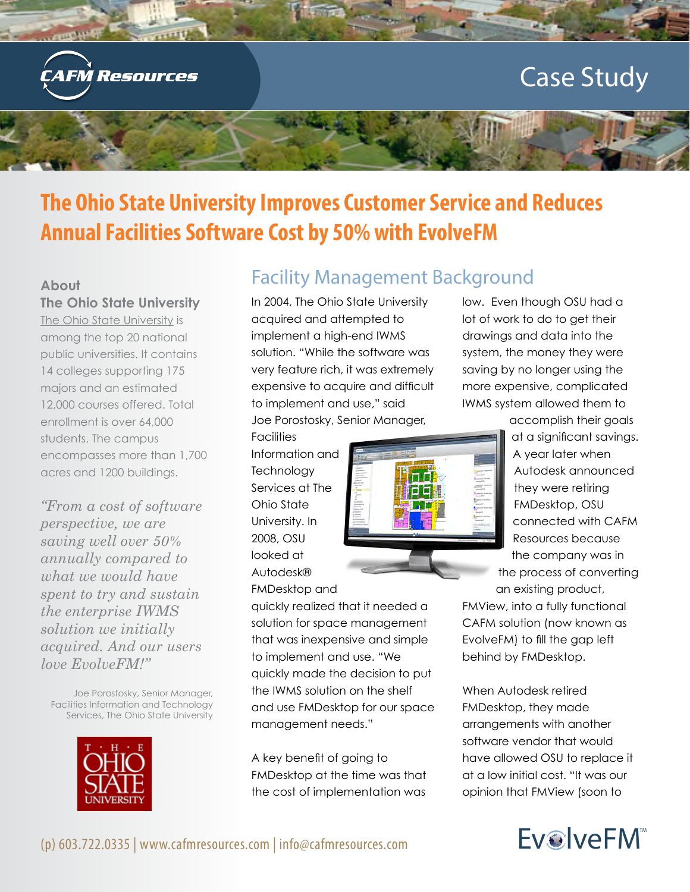Case Study

# The Ohio State University Improves Customer Service and Reduces Annual Facilities Software Cost by 50% with EvolveFM

### About The Ohio State University

The Ohio State University is among the top 20 national public universities. It contains 14 colleges supporting 175 majors and an estimated 12,000 courses offered. Total enrollment is over 64,000 students. The campus encompasses more than 1,700 acres and 1200 buildings.

*"From a cost of software perspective, we are saving well over 50% annually compared to what we would have spent to try and sustain the enterprise IWMS solution we initially acquired. And our users love EvolveFM!"*

Joe Porostosky, Senior Manager, Facilities Information and Technology Services, The Ohio State University

## Facility Management Background

In 2004, The Ohio State University acquired and attempted to implement a high-end IWMS solution. "While the software was very feature rich, it was extremely expensive to acquire and difficult to implement and use," said Joe Porostosky, Senior Manager, Facilities Information and Technology Services at The Ohio State University. In 2008, OSU looked at Autodesk® FMDesktop and quickly realized that it needed a solution for space management that was inexpensive and simple to implement and use. "We quickly made the decision to put the IWMS solution on the shelf and use FMDesktop for our space management needs."

A key benefit of going to FMDesktop at the time was that the cost of implementation was low. Even though OSU had a lot of work to do to get their drawings and data into the system, the money they were saving by no longer using the more expensive, complicated IWMS system allowed them to accomplish their goals at a significant savings. A year later when Autodesk announced they were retiring FMDesktop, OSU connected with CAFM Resources because the company was in the process of converting an existing product, FMView, into a fully functional CAFM solution (now known as EvolveFM) to fill the gap left behind by FMDesktop.

When Autodesk retired FMDesktop, they made arrangements with another software vendor that would have allowed OSU to replace it at a low initial cost. "It was our opinion that FMView (soon to

(p) 603.722.0335 | www.cafmresources.com | info@cafmresources.com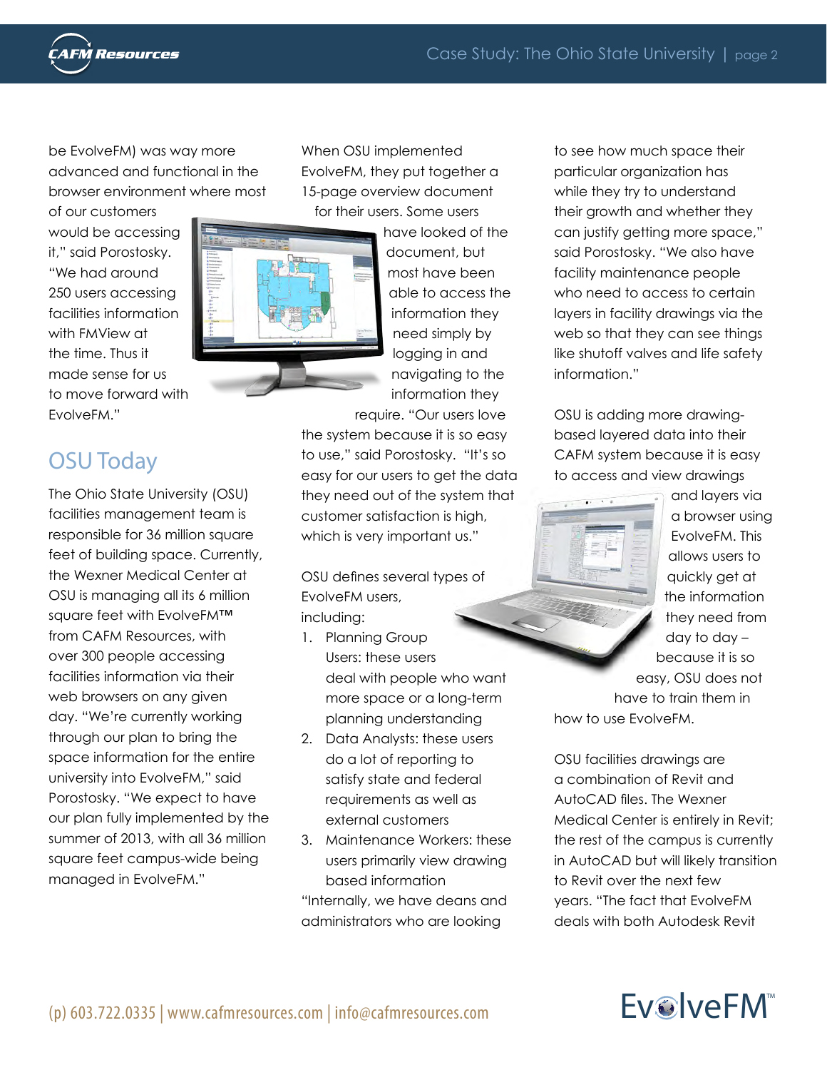be EvolveFM) was way more advanced and functional in the browser environment where most of our customers would be accessing it," said Porostosky. "We had around 250 users accessing facilities information with FMView at the time. Thus it made sense for us to move forward with EvolveFM."

## OSU Today

The Ohio State University (OSU) facilities management team is responsible for 36 million square feet of building space. Currently, the Wexner Medical Center at OSU is managing all its 6 million square feet with EvolveFM™ from CAFM Resources, with over 300 people accessing facilities information via their web browsers on any given day. "We're currently working through our plan to bring the space information for the entire university into EvolveFM," said Porostosky. "We expect to have our plan fully implemented by the summer of 2013, with all 36 million square feet campus-wide being managed in EvolveFM."

When OSU implemented EvolveFM, they put together a 15-page overview document for their users. Some users have looked of the document, but most have been able to access the information they need simply by logging in and navigating to the information they require. "Our users love the system because it is so easy to use," said Porostosky. "It's so easy for our users to get the data they need out of the system that customer satisfaction is high, which is very important us."

OSU defines several types of EvolveFM users, including:

1. Planning Group Users: these users deal with people who want more space or a long-term planning understanding
2. Data Analysts: these users do a lot of reporting to satisfy state and federal requirements as well as external customers
3. Maintenance Workers: these users primarily view drawing based information

"Internally, we have deans and administrators who are looking to see how much space their particular organization has while they try to understand their growth and whether they can justify getting more space," said Porostosky. "We also have facility maintenance people who need to access to certain layers in facility drawings via the web so that they can see things like shutoff valves and life safety information."

OSU is adding more drawing-based layered data into their CAFM system because it is easy to access and view drawings and layers via a browser using EvolveFM. This allows users to quickly get at the information they need from day to day – because it is so easy, OSU does not have to train them in how to use EvolveFM.

OSU facilities drawings are a combination of Revit and AutoCAD files. The Wexner Medical Center is entirely in Revit; the rest of the campus is currently in AutoCAD but will likely transition to Revit over the next few years. "The fact that EvolveFM deals with both Autodesk Revit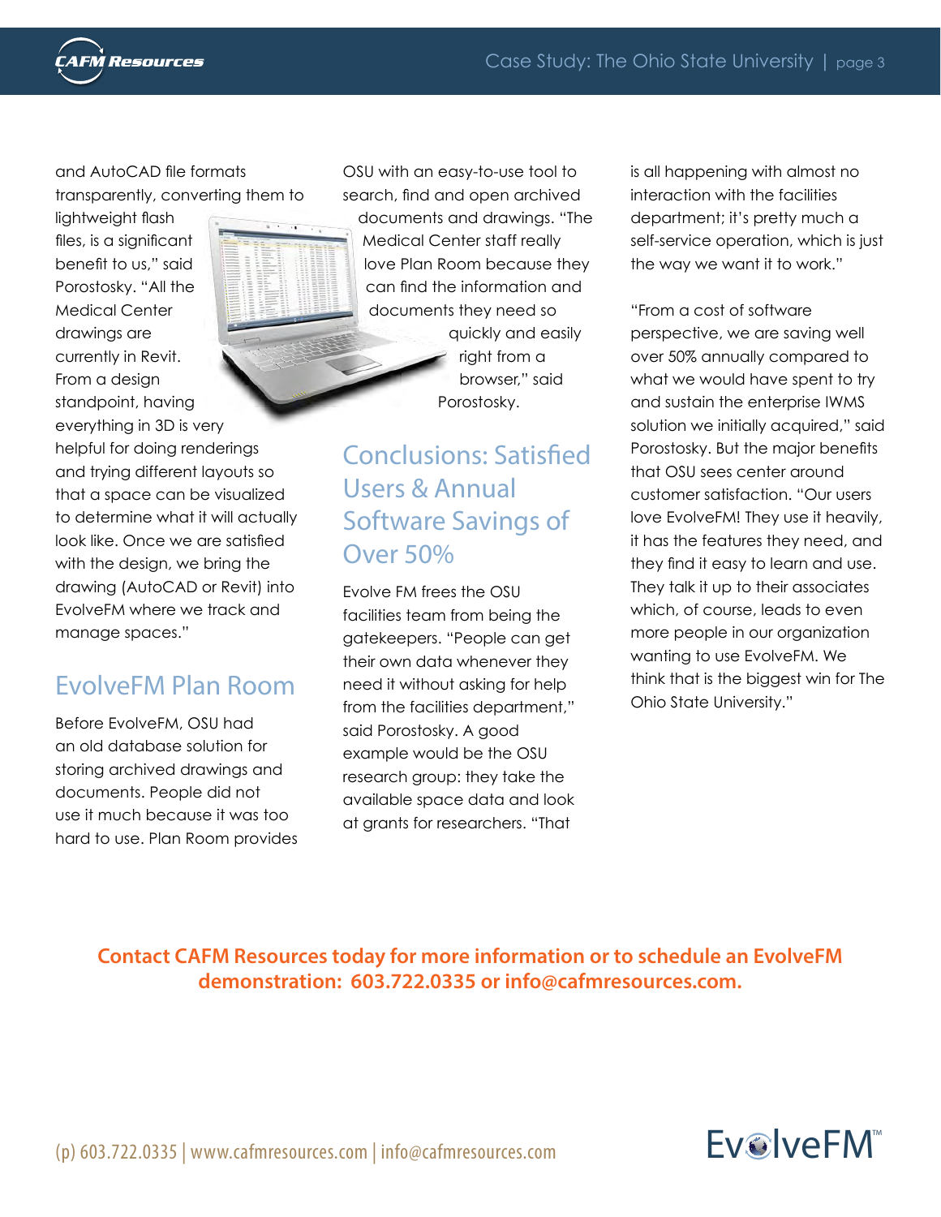and AutoCAD file formats transparently, converting them to lightweight flash files, is a significant benefit to us," said Porostosky. "All the Medical Center drawings are currently in Revit. From a design standpoint, having everything in 3D is very helpful for doing renderings and trying different layouts so that a space can be visualized to determine what it will actually look like. Once we are satisfied with the design, we bring the drawing (AutoCAD or Revit) into EvolveFM where we track and manage spaces."

## EvolveFM Plan Room

Before EvolveFM, OSU had an old database solution for storing archived drawings and documents. People did not use it much because it was too hard to use. Plan Room provides OSU with an easy-to-use tool to search, find and open archived documents and drawings. "The Medical Center staff really love Plan Room because they can find the information and documents they need so quickly and easily right from a browser," said Porostosky.

## Conclusions: Satisfied Users & Annual Software Savings of Over 50%

Evolve FM frees the OSU facilities team from being the gatekeepers. "People can get their own data whenever they need it without asking for help from the facilities department," said Porostosky. A good example would be the OSU research group: they take the available space data and look at grants for researchers. "That is all happening with almost no interaction with the facilities department; it's pretty much a self-service operation, which is just the way we want it to work."

"From a cost of software perspective, we are saving well over 50% annually compared to what we would have spent to try and sustain the enterprise IWMS solution we initially acquired," said Porostosky. But the major benefits that OSU sees center around customer satisfaction. "Our users love EvolveFM! They use it heavily, it has the features they need, and they find it easy to learn and use. They talk it up to their associates which, of course, leads to even more people in our organization wanting to use EvolveFM. We think that is the biggest win for The Ohio State University."

**Contact CAFM Resources today for more information or to schedule an EvolveFM demonstration: 603.722.0335 or info@cafmresources.com.**